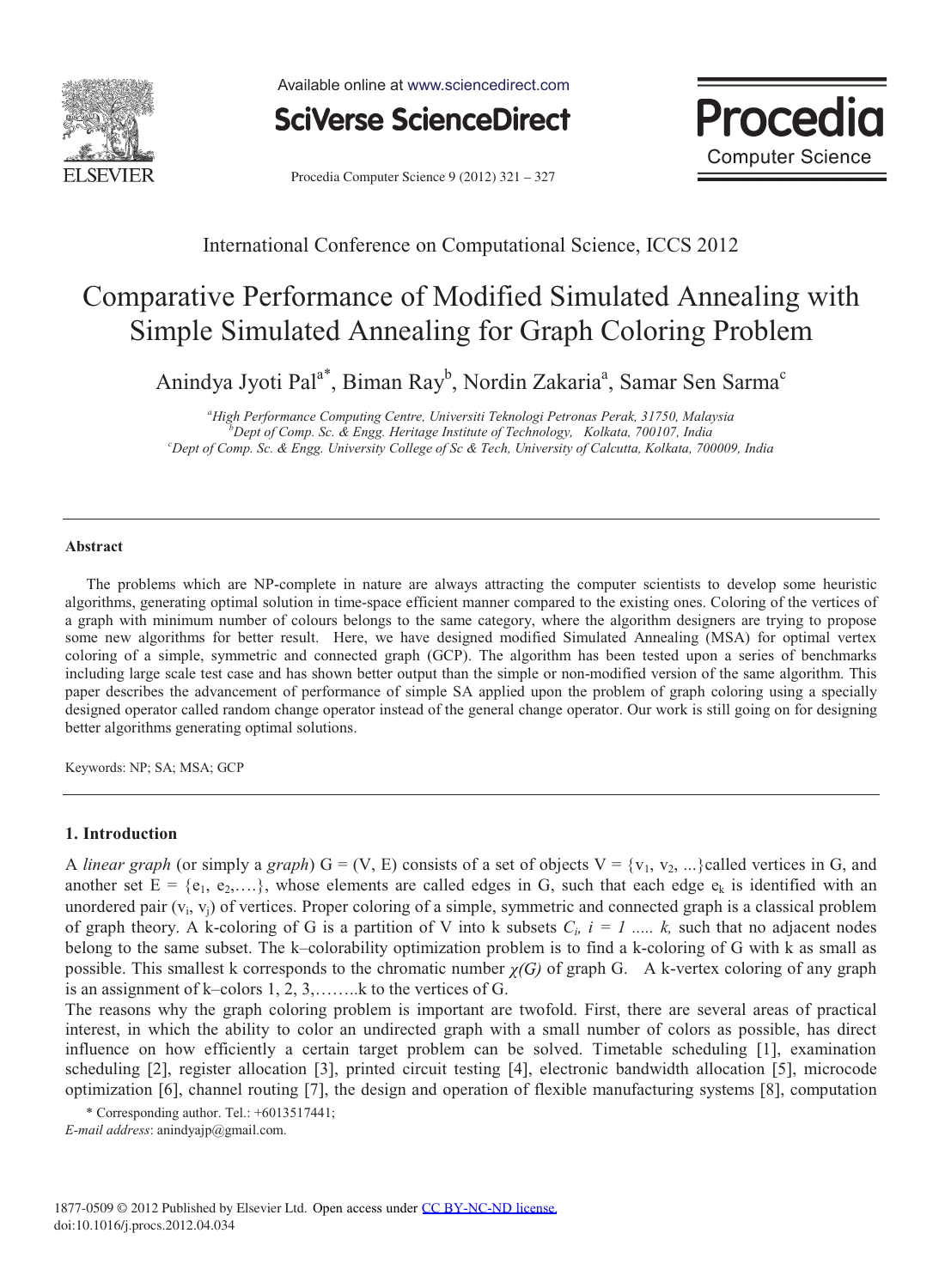International Conference on Computational Science, ICCS 2012

# Comparative Performance of Modified Simulated Annealing with Simple Simulated Annealing for Graph Coloring Problem

Anindya Jyoti Pal[a*], Biman Ray[b], Nordin Zakaria[a], Samar Sen Sarma[c]

[a]*High Performance Computing Centre, Universiti Teknologi Petronas Perak, 31750, Malaysia*
[b]*Dept of Comp. Sc. & Engg. Heritage Institute of Technology, Kolkata, 700107, India*
[c]*Dept of Comp. Sc. & Engg. University College of Sc & Tech, University of Calcutta, Kolkata, 700009, India*

---

**Abstract**

The problems which are NP-complete in nature are always attracting the computer scientists to develop some heuristic algorithms, generating optimal solution in time-space efficient manner compared to the existing ones. Coloring of the vertices of a graph with minimum number of colours belongs to the same category, where the algorithm designers are trying to propose some new algorithms for better result. Here, we have designed modified Simulated Annealing (MSA) for optimal vertex coloring of a simple, symmetric and connected graph (GCP). The algorithm has been tested upon a series of benchmarks including large scale test case and has shown better output than the simple or non-modified version of the same algorithm. This paper describes the advancement of performance of simple SA applied upon the problem of graph coloring using a specially designed operator called random change operator instead of the general change operator. Our work is still going on for designing better algorithms generating optimal solutions.

Keywords: NP; SA; MSA; GCP

---

## 1. Introduction

A *linear graph* (or simply a *graph*) G = (V, E) consists of a set of objects V = {$v_1$, $v_2$, ...}called vertices in G, and another set E = {$e_1$, $e_2$,….}, whose elements are called edges in G, such that each edge $e_k$ is identified with an unordered pair ($v_i$, $v_j$) of vertices. Proper coloring of a simple, symmetric and connected graph is a classical problem of graph theory. A k-coloring of G is a partition of V into k subsets $C_i$, $i = 1 ..... k$, such that no adjacent nodes belong to the same subset. The k–colorability optimization problem is to find a k-coloring of G with k as small as possible. This smallest k corresponds to the chromatic number $\chi(G)$ of graph G. A k-vertex coloring of any graph is an assignment of k–colors 1, 2, 3,……..k to the vertices of G.

The reasons why the graph coloring problem is important are twofold. First, there are several areas of practical interest, in which the ability to color an undirected graph with a small number of colors as possible, has direct influence on how efficiently a certain target problem can be solved. Timetable scheduling [1], examination scheduling [2], register allocation [3], printed circuit testing [4], electronic bandwidth allocation [5], microcode optimization [6], channel routing [7], the design and operation of flexible manufacturing systems [8], computation

\* Corresponding author. Tel.: +6013517441;
*E-mail address*: anindyajp@gmail.com.

1877-0509 © 2012 Published by Elsevier Ltd. Open access under CC BY-NC-ND license.
doi:10.1016/j.procs.2012.04.034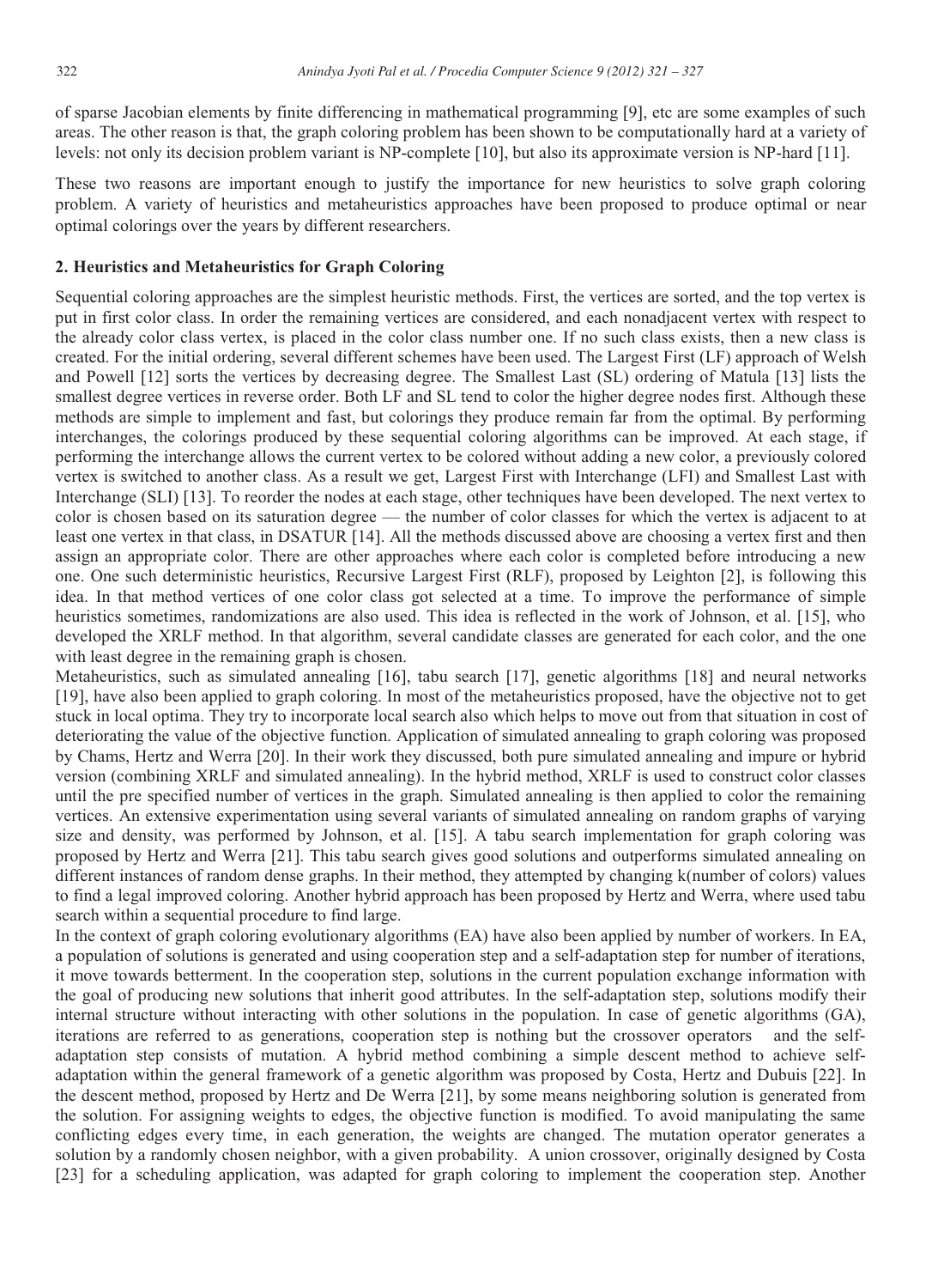of sparse Jacobian elements by finite differencing in mathematical programming [9], etc are some examples of such areas. The other reason is that, the graph coloring problem has been shown to be computationally hard at a variety of levels: not only its decision problem variant is NP-complete [10], but also its approximate version is NP-hard [11].

These two reasons are important enough to justify the importance for new heuristics to solve graph coloring problem. A variety of heuristics and metaheuristics approaches have been proposed to produce optimal or near optimal colorings over the years by different researchers.

## 2. Heuristics and Metaheuristics for Graph Coloring

Sequential coloring approaches are the simplest heuristic methods. First, the vertices are sorted, and the top vertex is put in first color class. In order the remaining vertices are considered, and each nonadjacent vertex with respect to the already color class vertex, is placed in the color class number one. If no such class exists, then a new class is created. For the initial ordering, several different schemes have been used. The Largest First (LF) approach of Welsh and Powell [12] sorts the vertices by decreasing degree. The Smallest Last (SL) ordering of Matula [13] lists the smallest degree vertices in reverse order. Both LF and SL tend to color the higher degree nodes first. Although these methods are simple to implement and fast, but colorings they produce remain far from the optimal. By performing interchanges, the colorings produced by these sequential coloring algorithms can be improved. At each stage, if performing the interchange allows the current vertex to be colored without adding a new color, a previously colored vertex is switched to another class. As a result we get, Largest First with Interchange (LFI) and Smallest Last with Interchange (SLI) [13]. To reorder the nodes at each stage, other techniques have been developed. The next vertex to color is chosen based on its saturation degree — the number of color classes for which the vertex is adjacent to at least one vertex in that class, in DSATUR [14]. All the methods discussed above are choosing a vertex first and then assign an appropriate color. There are other approaches where each color is completed before introducing a new one. One such deterministic heuristics, Recursive Largest First (RLF), proposed by Leighton [2], is following this idea. In that method vertices of one color class got selected at a time. To improve the performance of simple heuristics sometimes, randomizations are also used. This idea is reflected in the work of Johnson, et al. [15], who developed the XRLF method. In that algorithm, several candidate classes are generated for each color, and the one with least degree in the remaining graph is chosen.

Metaheuristics, such as simulated annealing [16], tabu search [17], genetic algorithms [18] and neural networks [19], have also been applied to graph coloring. In most of the metaheuristics proposed, have the objective not to get stuck in local optima. They try to incorporate local search also which helps to move out from that situation in cost of deteriorating the value of the objective function. Application of simulated annealing to graph coloring was proposed by Chams, Hertz and Werra [20]. In their work they discussed, both pure simulated annealing and impure or hybrid version (combining XRLF and simulated annealing). In the hybrid method, XRLF is used to construct color classes until the pre specified number of vertices in the graph. Simulated annealing is then applied to color the remaining vertices. An extensive experimentation using several variants of simulated annealing on random graphs of varying size and density, was performed by Johnson, et al. [15]. A tabu search implementation for graph coloring was proposed by Hertz and Werra [21]. This tabu search gives good solutions and outperforms simulated annealing on different instances of random dense graphs. In their method, they attempted by changing k(number of colors) values to find a legal improved coloring. Another hybrid approach has been proposed by Hertz and Werra, where used tabu search within a sequential procedure to find large.

In the context of graph coloring evolutionary algorithms (EA) have also been applied by number of workers. In EA, a population of solutions is generated and using cooperation step and a self-adaptation step for number of iterations, it move towards betterment. In the cooperation step, solutions in the current population exchange information with the goal of producing new solutions that inherit good attributes. In the self-adaptation step, solutions modify their internal structure without interacting with other solutions in the population. In case of genetic algorithms (GA), iterations are referred to as generations, cooperation step is nothing but the crossover operators and the self-adaptation step consists of mutation. A hybrid method combining a simple descent method to achieve self-adaptation within the general framework of a genetic algorithm was proposed by Costa, Hertz and Dubuis [22]. In the descent method, proposed by Hertz and De Werra [21], by some means neighboring solution is generated from the solution. For assigning weights to edges, the objective function is modified. To avoid manipulating the same conflicting edges every time, in each generation, the weights are changed. The mutation operator generates a solution by a randomly chosen neighbor, with a given probability. A union crossover, originally designed by Costa [23] for a scheduling application, was adapted for graph coloring to implement the cooperation step. Another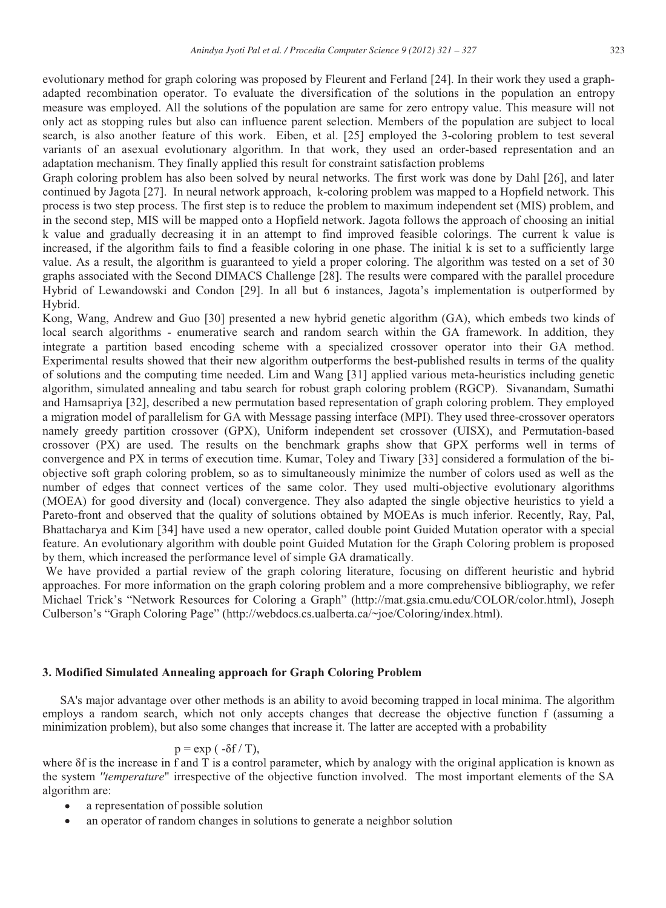evolutionary method for graph coloring was proposed by Fleurent and Ferland [24]. In their work they used a graph-adapted recombination operator. To evaluate the diversification of the solutions in the population an entropy measure was employed. All the solutions of the population are same for zero entropy value. This measure will not only act as stopping rules but also can influence parent selection. Members of the population are subject to local search, is also another feature of this work. Eiben, et al. [25] employed the 3-coloring problem to test several variants of an asexual evolutionary algorithm. In that work, they used an order-based representation and an adaptation mechanism. They finally applied this result for constraint satisfaction problems

Graph coloring problem has also been solved by neural networks. The first work was done by Dahl [26], and later continued by Jagota [27]. In neural network approach, k-coloring problem was mapped to a Hopfield network. This process is two step process. The first step is to reduce the problem to maximum independent set (MIS) problem, and in the second step, MIS will be mapped onto a Hopfield network. Jagota follows the approach of choosing an initial k value and gradually decreasing it in an attempt to find improved feasible colorings. The current k value is increased, if the algorithm fails to find a feasible coloring in one phase. The initial k is set to a sufficiently large value. As a result, the algorithm is guaranteed to yield a proper coloring. The algorithm was tested on a set of 30 graphs associated with the Second DIMACS Challenge [28]. The results were compared with the parallel procedure Hybrid of Lewandowski and Condon [29]. In all but 6 instances, Jagota's implementation is outperformed by Hybrid.

Kong, Wang, Andrew and Guo [30] presented a new hybrid genetic algorithm (GA), which embeds two kinds of local search algorithms - enumerative search and random search within the GA framework. In addition, they integrate a partition based encoding scheme with a specialized crossover operator into their GA method. Experimental results showed that their new algorithm outperforms the best-published results in terms of the quality of solutions and the computing time needed. Lim and Wang [31] applied various meta-heuristics including genetic algorithm, simulated annealing and tabu search for robust graph coloring problem (RGCP). Sivanandam, Sumathi and Hamsapriya [32], described a new permutation based representation of graph coloring problem. They employed a migration model of parallelism for GA with Message passing interface (MPI). They used three-crossover operators namely greedy partition crossover (GPX), Uniform independent set crossover (UISX), and Permutation-based crossover (PX) are used. The results on the benchmark graphs show that GPX performs well in terms of convergence and PX in terms of execution time. Kumar, Toley and Tiwary [33] considered a formulation of the bi-objective soft graph coloring problem, so as to simultaneously minimize the number of colors used as well as the number of edges that connect vertices of the same color. They used multi-objective evolutionary algorithms (MOEA) for good diversity and (local) convergence. They also adapted the single objective heuristics to yield a Pareto-front and observed that the quality of solutions obtained by MOEAs is much inferior. Recently, Ray, Pal, Bhattacharya and Kim [34] have used a new operator, called double point Guided Mutation operator with a special feature. An evolutionary algorithm with double point Guided Mutation for the Graph Coloring problem is proposed by them, which increased the performance level of simple GA dramatically.

We have provided a partial review of the graph coloring literature, focusing on different heuristic and hybrid approaches. For more information on the graph coloring problem and a more comprehensive bibliography, we refer Michael Trick's "Network Resources for Coloring a Graph" (http://mat.gsia.cmu.edu/COLOR/color.html), Joseph Culberson's "Graph Coloring Page" (http://webdocs.cs.ualberta.ca/~joe/Coloring/index.html).

## 3. Modified Simulated Annealing approach for Graph Coloring Problem

SA's major advantage over other methods is an ability to avoid becoming trapped in local minima. The algorithm employs a random search, which not only accepts changes that decrease the objective function f (assuming a minimization problem), but also some changes that increase it. The latter are accepted with a probability

$$p = \exp(-\delta f / T),$$

where $\delta f$ is the increase in f and T is a control parameter, which by analogy with the original application is known as the system *"temperature"* irrespective of the objective function involved. The most important elements of the SA algorithm are:

- a representation of possible solution
- an operator of random changes in solutions to generate a neighbor solution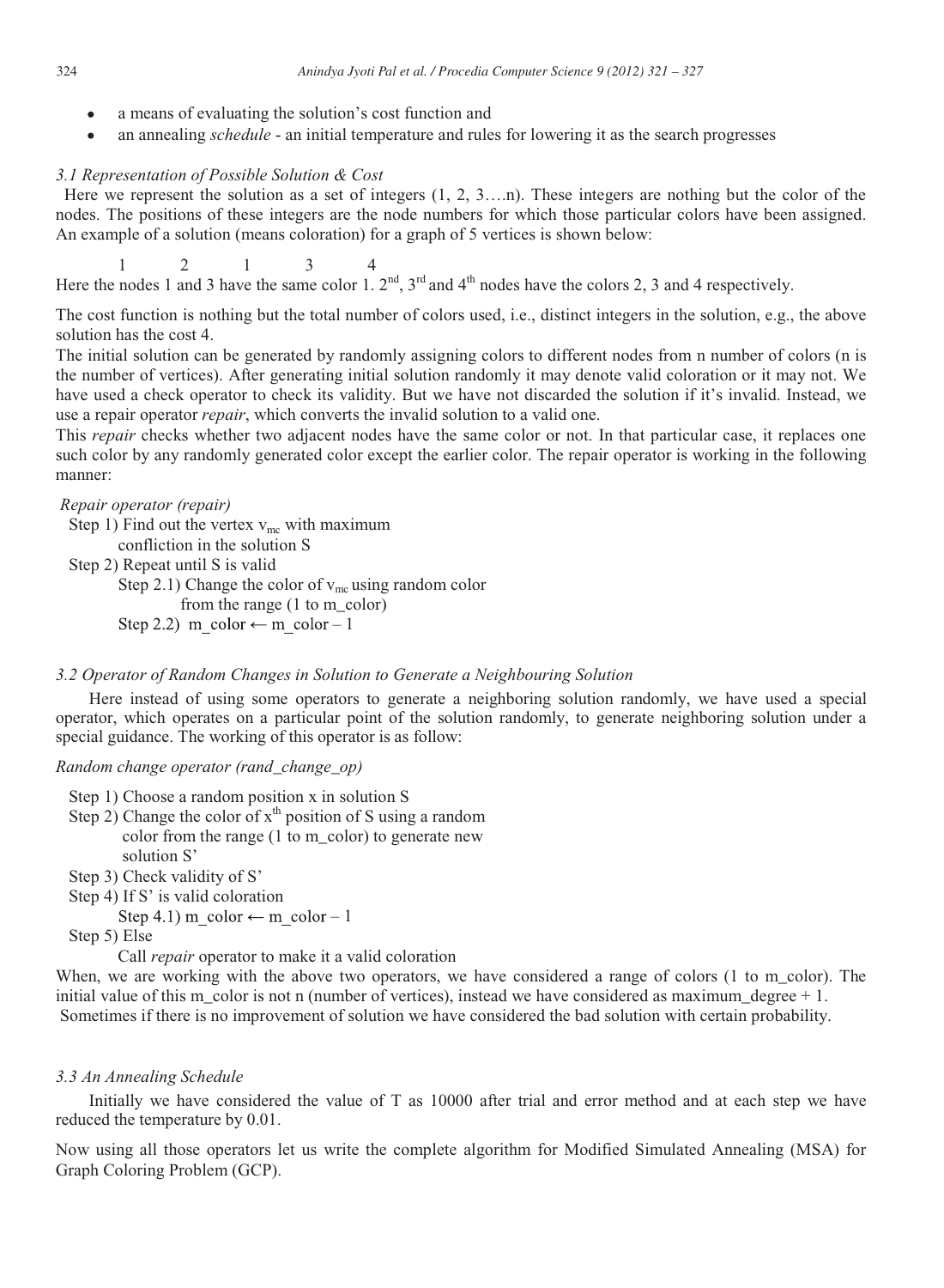- a means of evaluating the solution's cost function and
- an annealing *schedule* - an initial temperature and rules for lowering it as the search progresses

### *3.1 Representation of Possible Solution & Cost*

Here we represent the solution as a set of integers (1, 2, 3….n). These integers are nothing but the color of the nodes. The positions of these integers are the node numbers for which those particular colors have been assigned. An example of a solution (means coloration) for a graph of 5 vertices is shown below:

1 2 1 3 4

Here the nodes 1 and 3 have the same color 1. 2nd, 3rd and 4th nodes have the colors 2, 3 and 4 respectively.

The cost function is nothing but the total number of colors used, i.e., distinct integers in the solution, e.g., the above solution has the cost 4.

The initial solution can be generated by randomly assigning colors to different nodes from n number of colors (n is the number of vertices). After generating initial solution randomly it may denote valid coloration or it may not. We have used a check operator to check its validity. But we have not discarded the solution if it's invalid. Instead, we use a repair operator *repair*, which converts the invalid solution to a valid one.

This *repair* checks whether two adjacent nodes have the same color or not. In that particular case, it replaces one such color by any randomly generated color except the earlier color. The repair operator is working in the following manner:

*Repair operator (repair)*

Step 1) Find out the vertex $v_{mc}$ with maximum confliction in the solution S

Step 2) Repeat until S is valid

  Step 2.1) Change the color of $v_{mc}$ using random color from the range (1 to m_color)

  Step 2.2) m_color ← m_color – 1

### *3.2 Operator of Random Changes in Solution to Generate a Neighbouring Solution*

Here instead of using some operators to generate a neighboring solution randomly, we have used a special operator, which operates on a particular point of the solution randomly, to generate neighboring solution under a special guidance. The working of this operator is as follow:

*Random change operator (rand_change_op)*

Step 1) Choose a random position x in solution S

Step 2) Change the color of $x^{th}$ position of S using a random color from the range (1 to m_color) to generate new solution S'

Step 3) Check validity of S'

Step 4) If S' is valid coloration

  Step 4.1) m_color ← m_color – 1

Step 5) Else

  Call *repair* operator to make it a valid coloration

When, we are working with the above two operators, we have considered a range of colors (1 to m_color). The initial value of this m_color is not n (number of vertices), instead we have considered as maximum_degree + 1.

Sometimes if there is no improvement of solution we have considered the bad solution with certain probability.

### *3.3 An Annealing Schedule*

Initially we have considered the value of T as 10000 after trial and error method and at each step we have reduced the temperature by 0.01.

Now using all those operators let us write the complete algorithm for Modified Simulated Annealing (MSA) for Graph Coloring Problem (GCP).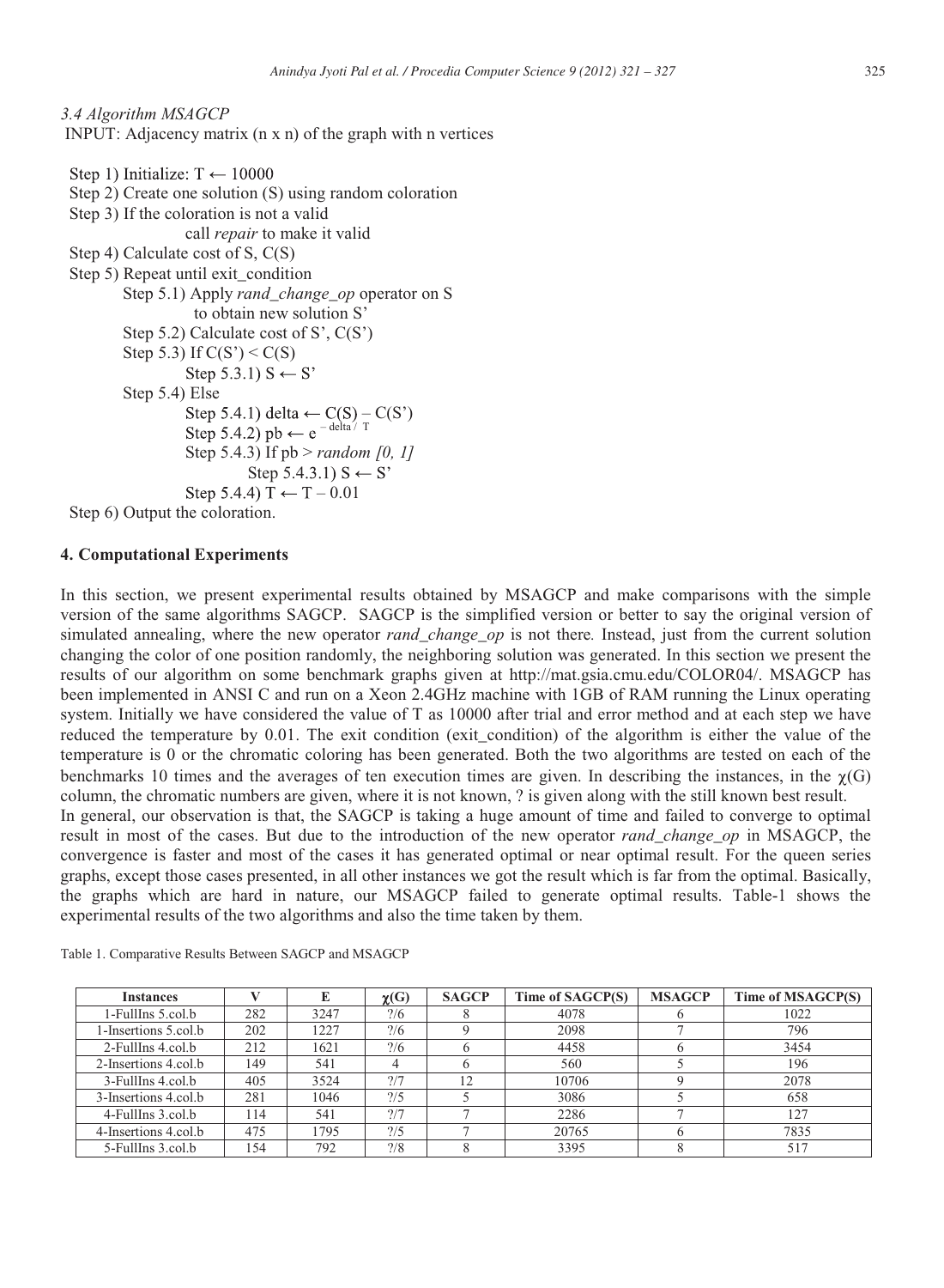*3.4 Algorithm MSAGCP*

INPUT: Adjacency matrix (n x n) of the graph with n vertices

Step 1) Initialize: $T \leftarrow 10000$
Step 2) Create one solution (S) using random coloration
Step 3) If the coloration is not a valid
    call *repair* to make it valid
Step 4) Calculate cost of S, C(S)
Step 5) Repeat until exit_condition
    Step 5.1) Apply *rand_change_op* operator on S to obtain new solution S'
    Step 5.2) Calculate cost of S', C(S')
    Step 5.3) If C(S') < C(S)
        Step 5.3.1) $S \leftarrow S'$
    Step 5.4) Else
        Step 5.4.1) $delta \leftarrow C(S) - C(S')$
        Step 5.4.2) $pb \leftarrow e^{-delta / T}$
        Step 5.4.3) If pb > *random [0, 1]*
            Step 5.4.3.1) $S \leftarrow S'$
        Step 5.4.4) $T \leftarrow T - 0.01$
Step 6) Output the coloration.

## 4. Computational Experiments

In this section, we present experimental results obtained by MSAGCP and make comparisons with the simple version of the same algorithms SAGCP. SAGCP is the simplified version or better to say the original version of simulated annealing, where the new operator *rand_change_op* is not there. Instead, just from the current solution changing the color of one position randomly, the neighboring solution was generated. In this section we present the results of our algorithm on some benchmark graphs given at http://mat.gsia.cmu.edu/COLOR04/. MSAGCP has been implemented in ANSI C and run on a Xeon 2.4GHz machine with 1GB of RAM running the Linux operating system. Initially we have considered the value of T as 10000 after trial and error method and at each step we have reduced the temperature by 0.01. The exit condition (exit_condition) of the algorithm is either the value of the temperature is 0 or the chromatic coloring has been generated. Both the two algorithms are tested on each of the benchmarks 10 times and the averages of ten execution times are given. In describing the instances, in the $\chi(G)$ column, the chromatic numbers are given, where it is not known, ? is given along with the still known best result.

In general, our observation is that, the SAGCP is taking a huge amount of time and failed to converge to optimal result in most of the cases. But due to the introduction of the new operator *rand_change_op* in MSAGCP, the convergence is faster and most of the cases it has generated optimal or near optimal result. For the queen series graphs, except those cases presented, in all other instances we got the result which is far from the optimal. Basically, the graphs which are hard in nature, our MSAGCP failed to generate optimal results. Table-1 shows the experimental results of the two algorithms and also the time taken by them.

Table 1. Comparative Results Between SAGCP and MSAGCP

| Instances | V | E | $\chi(G)$ | SAGCP | Time of SAGCP(S) | MSAGCP | Time of MSAGCP(S) |
|---|---|---|---|---|---|---|---|
| 1-FullIns 5.col.b | 282 | 3247 | ?/6 | 8 | 4078 | 6 | 1022 |
| 1-Insertions 5.col.b | 202 | 1227 | ?/6 | 9 | 2098 | 7 | 796 |
| 2-FullIns 4.col.b | 212 | 1621 | ?/6 | 6 | 4458 | 6 | 3454 |
| 2-Insertions 4.col.b | 149 | 541 | 4 | 6 | 560 | 5 | 196 |
| 3-FullIns 4.col.b | 405 | 3524 | ?/7 | 12 | 10706 | 9 | 2078 |
| 3-Insertions 4.col.b | 281 | 1046 | ?/5 | 5 | 3086 | 5 | 658 |
| 4-FullIns 3.col.b | 114 | 541 | ?/7 | 7 | 2286 | 7 | 127 |
| 4-Insertions 4.col.b | 475 | 1795 | ?/5 | 7 | 20765 | 6 | 7835 |
| 5-FullIns 3.col.b | 154 | 792 | ?/8 | 8 | 3395 | 8 | 517 |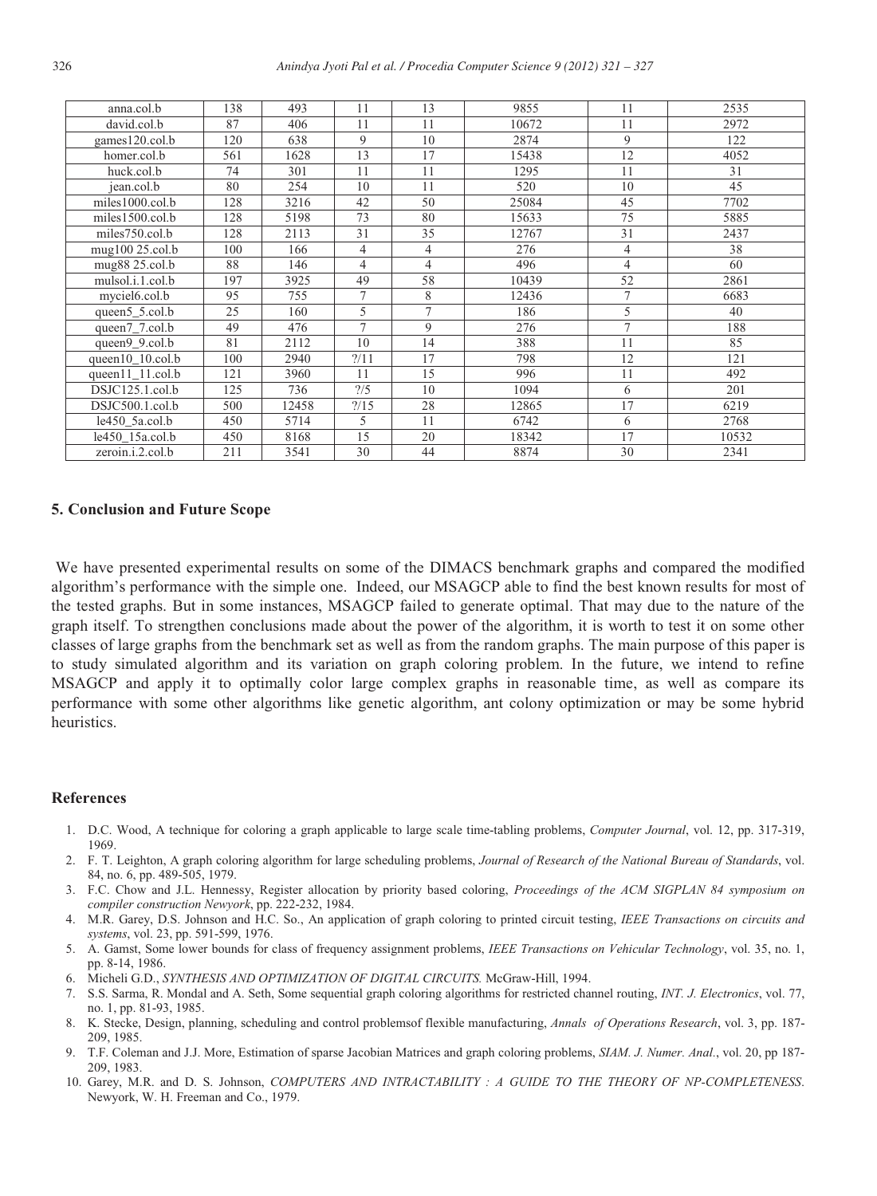| anna.col.b | 138 | 493 | 11 | 13 | 9855 | 11 | 2535 |
|---|---|---|---|---|---|---|---|
| david.col.b | 87 | 406 | 11 | 11 | 10672 | 11 | 2972 |
| games120.col.b | 120 | 638 | 9 | 10 | 2874 | 9 | 122 |
| homer.col.b | 561 | 1628 | 13 | 17 | 15438 | 12 | 4052 |
| huck.col.b | 74 | 301 | 11 | 11 | 1295 | 11 | 31 |
| jean.col.b | 80 | 254 | 10 | 11 | 520 | 10 | 45 |
| miles1000.col.b | 128 | 3216 | 42 | 50 | 25084 | 45 | 7702 |
| miles1500.col.b | 128 | 5198 | 73 | 80 | 15633 | 75 | 5885 |
| miles750.col.b | 128 | 2113 | 31 | 35 | 12767 | 31 | 2437 |
| mug100 25.col.b | 100 | 166 | 4 | 4 | 276 | 4 | 38 |
| mug88 25.col.b | 88 | 146 | 4 | 4 | 496 | 4 | 60 |
| mulsol.i.1.col.b | 197 | 3925 | 49 | 58 | 10439 | 52 | 2861 |
| myciel6.col.b | 95 | 755 | 7 | 8 | 12436 | 7 | 6683 |
| queen5_5.col.b | 25 | 160 | 5 | 7 | 186 | 5 | 40 |
| queen7_7.col.b | 49 | 476 | 7 | 9 | 276 | 7 | 188 |
| queen9_9.col.b | 81 | 2112 | 10 | 14 | 388 | 11 | 85 |
| queen10_10.col.b | 100 | 2940 | ?/11 | 17 | 798 | 12 | 121 |
| queen11_11.col.b | 121 | 3960 | 11 | 15 | 996 | 11 | 492 |
| DSJC125.1.col.b | 125 | 736 | ?/5 | 10 | 1094 | 6 | 201 |
| DSJC500.1.col.b | 500 | 12458 | ?/15 | 28 | 12865 | 17 | 6219 |
| le450_5a.col.b | 450 | 5714 | 5 | 11 | 6742 | 6 | 2768 |
| le450_15a.col.b | 450 | 8168 | 15 | 20 | 18342 | 17 | 10532 |
| zeroin.i.2.col.b | 211 | 3541 | 30 | 44 | 8874 | 30 | 2341 |

## 5. Conclusion and Future Scope

We have presented experimental results on some of the DIMACS benchmark graphs and compared the modified algorithm's performance with the simple one. Indeed, our MSAGCP able to find the best known results for most of the tested graphs. But in some instances, MSAGCP failed to generate optimal. That may due to the nature of the graph itself. To strengthen conclusions made about the power of the algorithm, it is worth to test it on some other classes of large graphs from the benchmark set as well as from the random graphs. The main purpose of this paper is to study simulated algorithm and its variation on graph coloring problem. In the future, we intend to refine MSAGCP and apply it to optimally color large complex graphs in reasonable time, as well as compare its performance with some other algorithms like genetic algorithm, ant colony optimization or may be some hybrid heuristics.

## References

1. D.C. Wood, A technique for coloring a graph applicable to large scale time-tabling problems, *Computer Journal*, vol. 12, pp. 317-319, 1969.
2. F. T. Leighton, A graph coloring algorithm for large scheduling problems, *Journal of Research of the National Bureau of Standards*, vol. 84, no. 6, pp. 489-505, 1979.
3. F.C. Chow and J.L. Hennessy, Register allocation by priority based coloring, *Proceedings of the ACM SIGPLAN 84 symposium on compiler construction Newyork*, pp. 222-232, 1984.
4. M.R. Garey, D.S. Johnson and H.C. So., An application of graph coloring to printed circuit testing, *IEEE Transactions on circuits and systems*, vol. 23, pp. 591-599, 1976.
5. A. Gamst, Some lower bounds for class of frequency assignment problems, *IEEE Transactions on Vehicular Technology*, vol. 35, no. 1, pp. 8-14, 1986.
6. Micheli G.D., *SYNTHESIS AND OPTIMIZATION OF DIGITAL CIRCUITS.* McGraw-Hill, 1994.
7. S.S. Sarma, R. Mondal and A. Seth, Some sequential graph coloring algorithms for restricted channel routing, *INT. J. Electronics*, vol. 77, no. 1, pp. 81-93, 1985.
8. K. Stecke, Design, planning, scheduling and control problemsof flexible manufacturing, *Annals of Operations Research*, vol. 3, pp. 187-209, 1985.
9. T.F. Coleman and J.J. More, Estimation of sparse Jacobian Matrices and graph coloring problems, *SIAM. J. Numer. Anal.*, vol. 20, pp 187-209, 1983.
10. Garey, M.R. and D. S. Johnson, *COMPUTERS AND INTRACTABILITY : A GUIDE TO THE THEORY OF NP-COMPLETENESS.* Newyork, W. H. Freeman and Co., 1979.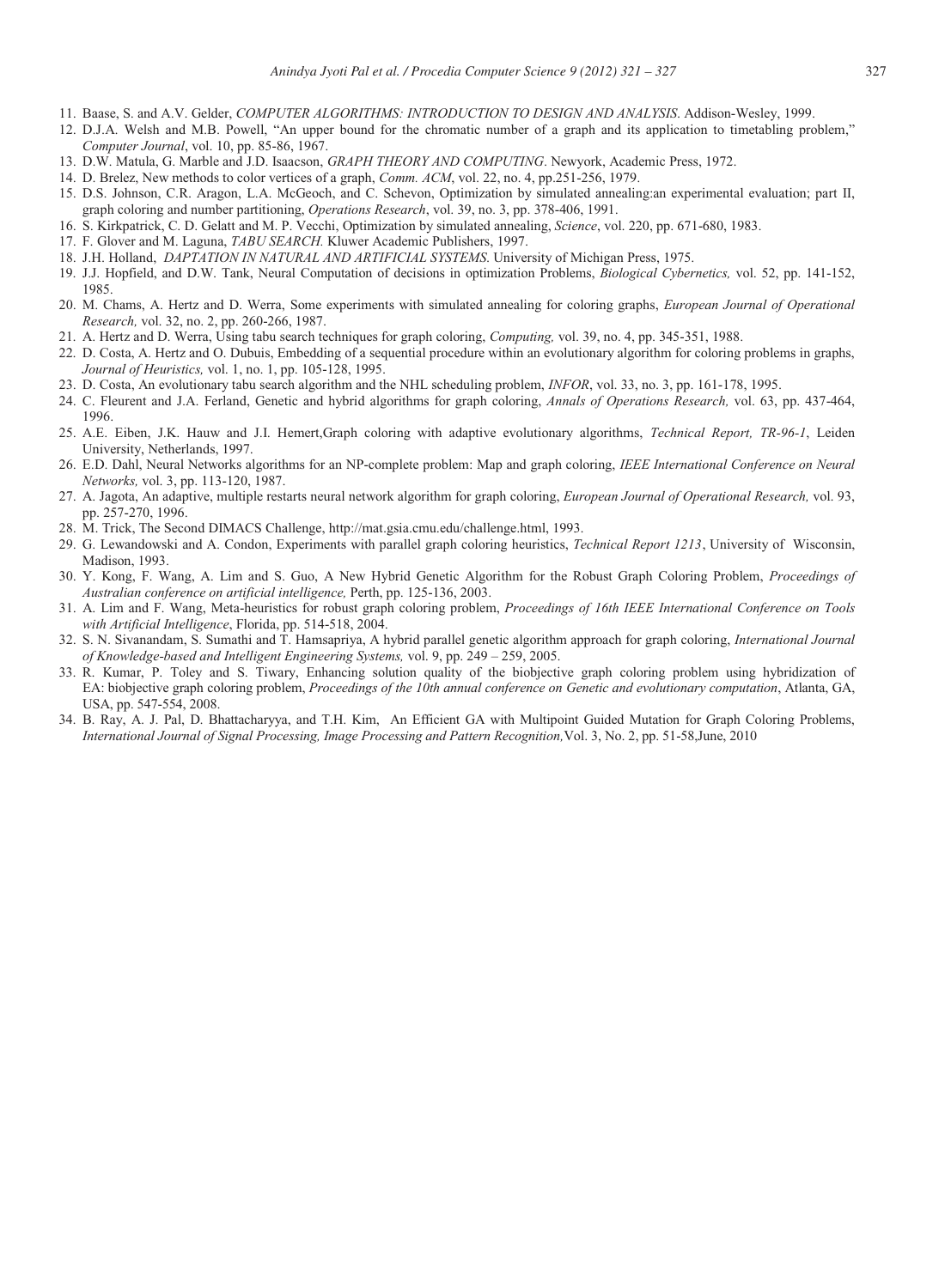11. Baase, S. and A.V. Gelder, *COMPUTER ALGORITHMS: INTRODUCTION TO DESIGN AND ANALYSIS*. Addison-Wesley, 1999.
12. D.J.A. Welsh and M.B. Powell, "An upper bound for the chromatic number of a graph and its application to timetabling problem," *Computer Journal*, vol. 10, pp. 85-86, 1967.
13. D.W. Matula, G. Marble and J.D. Isaacson, *GRAPH THEORY AND COMPUTING*. Newyork, Academic Press, 1972.
14. D. Brelez, New methods to color vertices of a graph, *Comm. ACM*, vol. 22, no. 4, pp.251-256, 1979.
15. D.S. Johnson, C.R. Aragon, L.A. McGeoch, and C. Schevon, Optimization by simulated annealing:an experimental evaluation; part II, graph coloring and number partitioning, *Operations Research*, vol. 39, no. 3, pp. 378-406, 1991.
16. S. Kirkpatrick, C. D. Gelatt and M. P. Vecchi, Optimization by simulated annealing, *Science*, vol. 220, pp. 671-680, 1983.
17. F. Glover and M. Laguna, *TABU SEARCH*. Kluwer Academic Publishers, 1997.
18. J.H. Holland, *DAPTATION IN NATURAL AND ARTIFICIAL SYSTEMS*. University of Michigan Press, 1975.
19. J.J. Hopfield, and D.W. Tank, Neural Computation of decisions in optimization Problems, *Biological Cybernetics,* vol. 52, pp. 141-152, 1985.
20. M. Chams, A. Hertz and D. Werra, Some experiments with simulated annealing for coloring graphs, *European Journal of Operational Research,* vol. 32, no. 2, pp. 260-266, 1987.
21. A. Hertz and D. Werra, Using tabu search techniques for graph coloring, *Computing,* vol. 39, no. 4, pp. 345-351, 1988.
22. D. Costa, A. Hertz and O. Dubuis, Embedding of a sequential procedure within an evolutionary algorithm for coloring problems in graphs, *Journal of Heuristics,* vol. 1, no. 1, pp. 105-128, 1995.
23. D. Costa, An evolutionary tabu search algorithm and the NHL scheduling problem, *INFOR*, vol. 33, no. 3, pp. 161-178, 1995.
24. C. Fleurent and J.A. Ferland, Genetic and hybrid algorithms for graph coloring, *Annals of Operations Research,* vol. 63, pp. 437-464, 1996.
25. A.E. Eiben, J.K. Hauw and J.I. Hemert,Graph coloring with adaptive evolutionary algorithms, *Technical Report, TR-96-1*, Leiden University, Netherlands, 1997.
26. E.D. Dahl, Neural Networks algorithms for an NP-complete problem: Map and graph coloring, *IEEE International Conference on Neural Networks,* vol. 3, pp. 113-120, 1987.
27. A. Jagota, An adaptive, multiple restarts neural network algorithm for graph coloring, *European Journal of Operational Research,* vol. 93, pp. 257-270, 1996.
28. M. Trick, The Second DIMACS Challenge, http://mat.gsia.cmu.edu/challenge.html, 1993.
29. G. Lewandowski and A. Condon, Experiments with parallel graph coloring heuristics, *Technical Report 1213*, University of Wisconsin, Madison, 1993.
30. Y. Kong, F. Wang, A. Lim and S. Guo, A New Hybrid Genetic Algorithm for the Robust Graph Coloring Problem, *Proceedings of Australian conference on artificial intelligence,* Perth, pp. 125-136, 2003.
31. A. Lim and F. Wang, Meta-heuristics for robust graph coloring problem, *Proceedings of 16th IEEE International Conference on Tools with Artificial Intelligence*, Florida, pp. 514-518, 2004.
32. S. N. Sivanandam, S. Sumathi and T. Hamsapriya, A hybrid parallel genetic algorithm approach for graph coloring, *International Journal of Knowledge-based and Intelligent Engineering Systems,* vol. 9, pp. 249 – 259, 2005.
33. R. Kumar, P. Toley and S. Tiwary, Enhancing solution quality of the biobjective graph coloring problem using hybridization of EA: biobjective graph coloring problem, *Proceedings of the 10th annual conference on Genetic and evolutionary computation*, Atlanta, GA, USA, pp. 547-554, 2008.
34. B. Ray, A. J. Pal, D. Bhattacharyya, and T.H. Kim, An Efficient GA with Multipoint Guided Mutation for Graph Coloring Problems, *International Journal of Signal Processing, Image Processing and Pattern Recognition,*Vol. 3, No. 2, pp. 51-58,June, 2010